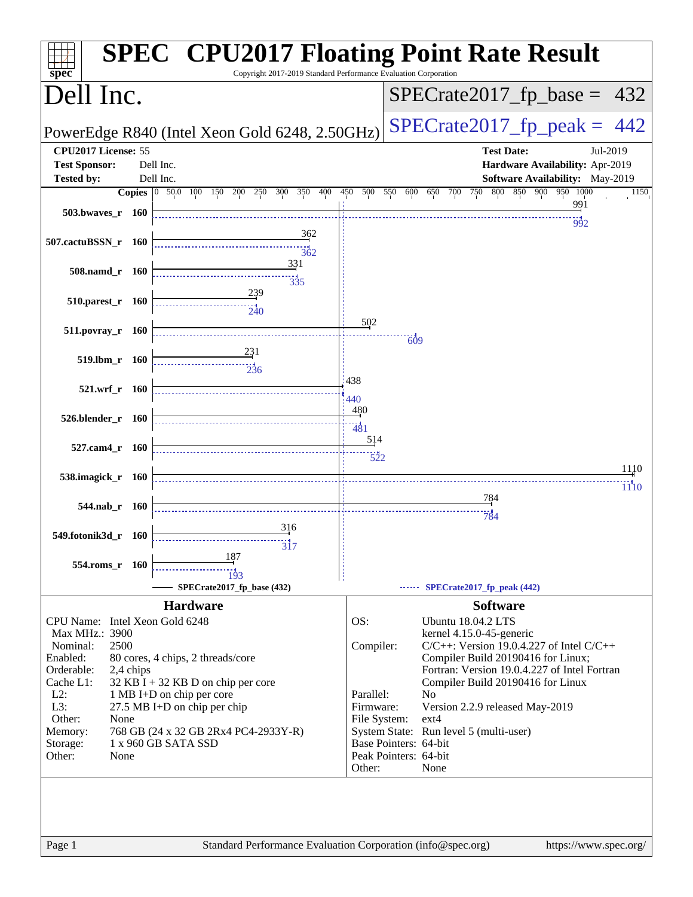# SPEC CPU2017 Floating Point Rate Result

Copyright 2017-2019 Standard Performance Evaluation Corporation

## Dell Inc.

PowerEdge R840 (Intel Xeon Gold 6248, 2.50GHz)

SPECrate2017_fp_base = 432

SPECrate2017_fp_peak = 442

| | | | |
|---|---|---|---|
| **CPU2017 License:** | 55 | **Test Date:** | Jul-2019 |
| **Test Sponsor:** | Dell Inc. | **Hardware Availability:** | Apr-2019 |
| **Tested by:** | Dell Inc. | **Software Availability:** | May-2019 |

| Benchmark | Copies | SPECrate2017_fp_base (432) | SPECrate2017_fp_peak (442) |
|---|---|---|---|
| 503.bwaves_r | 160 | 991 | 992 |
| 507.cactuBSSN_r | 160 | 362 | 362 |
| 508.namd_r | 160 | 331 | 335 |
| 510.parest_r | 160 | 239 | 240 |
| 511.povray_r | 160 | 502 | 609 |
| 519.lbm_r | 160 | 231 | 236 |
| 521.wrf_r | 160 | 438 | 440 |
| 526.blender_r | 160 | 480 | 481 |
| 527.cam4_r | 160 | 514 | 522 |
| 538.imagick_r | 160 | 1110 | 1110 |
| 544.nab_r | 160 | 784 | 784 |
| 549.fotonik3d_r | 160 | 316 | 317 |
| 554.roms_r | 160 | 187 | 193 |

### Hardware

| | |
|---|---|
| CPU Name: | Intel Xeon Gold 6248 |
| Max MHz.: | 3900 |
| Nominal: | 2500 |
| Enabled: | 80 cores, 4 chips, 2 threads/core |
| Orderable: | 2,4 chips |
| Cache L1: | 32 KB I + 32 KB D on chip per core |
| L2: | 1 MB I+D on chip per core |
| L3: | 27.5 MB I+D on chip per chip |
| Other: | None |
| Memory: | 768 GB (24 x 32 GB 2Rx4 PC4-2933Y-R) |
| Storage: | 1 x 960 GB SATA SSD |
| Other: | None |

### Software

| | |
|---|---|
| OS: | Ubuntu 18.04.2 LTS<br>kernel 4.15.0-45-generic |
| Compiler: | C/C++: Version 19.0.4.227 of Intel C/C++ Compiler Build 20190416 for Linux;<br>Fortran: Version 19.0.4.227 of Intel Fortran Compiler Build 20190416 for Linux |
| Parallel: | No |
| Firmware: | Version 2.2.9 released May-2019 |
| File System: | ext4 |
| System State: | Run level 5 (multi-user) |
| Base Pointers: | 64-bit |
| Peak Pointers: | 64-bit |
| Other: | None |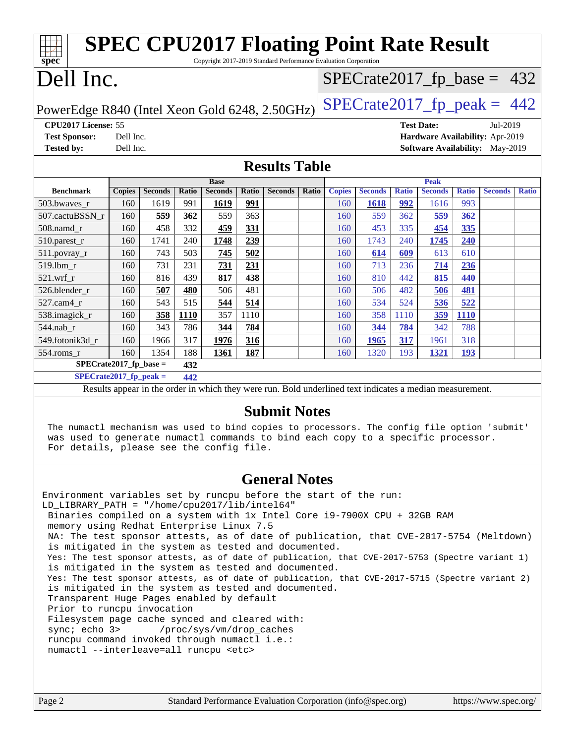# SPEC CPU2017 Floating Point Rate Result

Copyright 2017-2019 Standard Performance Evaluation Corporation

# Dell Inc.

PowerEdge R840 (Intel Xeon Gold 6248, 2.50GHz)

SPECrate2017_fp_base = 432

SPECrate2017_fp_peak = 442

**CPU2017 License:** 55
**Test Sponsor:** Dell Inc.
**Tested by:** Dell Inc.

**Test Date:** Jul-2019
**Hardware Availability:** Apr-2019
**Software Availability:** May-2019

## Results Table

| Benchmark | Base | | | | | | | Peak | | | | | | |
|---|---|---|---|---|---|---|---|---|---|---|---|---|---|---|
| | Copies | Seconds | Ratio | Seconds | Ratio | Seconds | Ratio | Copies | Seconds | Ratio | Seconds | Ratio | Seconds | Ratio |
| 503.bwaves_r | 160 | 1619 | 991 | **1619** | **991** | | | 160 | **1618** | **992** | 1616 | 993 | | |
| 507.cactuBSSN_r | 160 | **559** | **362** | 559 | 363 | | | 160 | 559 | 362 | **559** | **362** | | |
| 508.namd_r | 160 | 458 | 332 | **459** | **331** | | | 160 | 453 | 335 | **454** | **335** | | |
| 510.parest_r | 160 | 1741 | 240 | **1748** | **239** | | | 160 | 1743 | 240 | **1745** | **240** | | |
| 511.povray_r | 160 | 743 | 503 | **745** | **502** | | | 160 | **614** | **609** | 613 | 610 | | |
| 519.lbm_r | 160 | 731 | 231 | **731** | **231** | | | 160 | 713 | 236 | **714** | **236** | | |
| 521.wrf_r | 160 | 816 | 439 | **817** | **438** | | | 160 | 810 | 442 | **815** | **440** | | |
| 526.blender_r | 160 | **507** | **480** | 506 | 481 | | | 160 | 506 | 482 | **506** | **481** | | |
| 527.cam4_r | 160 | 543 | 515 | **544** | **514** | | | 160 | 534 | 524 | **536** | **522** | | |
| 538.imagick_r | 160 | **358** | **1110** | 357 | 1110 | | | 160 | 358 | 1110 | **359** | **1110** | | |
| 544.nab_r | 160 | 343 | 786 | **344** | **784** | | | 160 | **344** | **784** | 342 | 788 | | |
| 549.fotonik3d_r | 160 | 1966 | 317 | **1976** | **316** | | | 160 | **1965** | **317** | 1961 | 318 | | |
| 554.roms_r | 160 | 1354 | 188 | **1361** | **187** | | | 160 | 1320 | 193 | **1321** | **193** | | |

**SPECrate2017_fp_base = 432**

**SPECrate2017_fp_peak = 442**

Results appear in the order in which they were run. Bold underlined text indicates a median measurement.

## Submit Notes

```
The numactl mechanism was used to bind copies to processors. The config file option 'submit'
was used to generate numactl commands to bind each copy to a specific processor.
For details, please see the config file.
```

## General Notes

```
Environment variables set by runcpu before the start of the run:
LD_LIBRARY_PATH = "/home/cpu2017/lib/intel64"
 Binaries compiled on a system with 1x Intel Core i9-7900X CPU + 32GB RAM
 memory using Redhat Enterprise Linux 7.5
 NA: The test sponsor attests, as of date of publication, that CVE-2017-5754 (Meltdown)
 is mitigated in the system as tested and documented.
 Yes: The test sponsor attests, as of date of publication, that CVE-2017-5753 (Spectre variant 1)
 is mitigated in the system as tested and documented.
 Yes: The test sponsor attests, as of date of publication, that CVE-2017-5715 (Spectre variant 2)
 is mitigated in the system as tested and documented.
 Transparent Huge Pages enabled by default
 Prior to runcpu invocation
 Filesystem page cache synced and cleared with:
 sync; echo 3>       /proc/sys/vm/drop_caches
 runcpu command invoked through numactl i.e.:
 numactl --interleave=all runcpu <etc>
```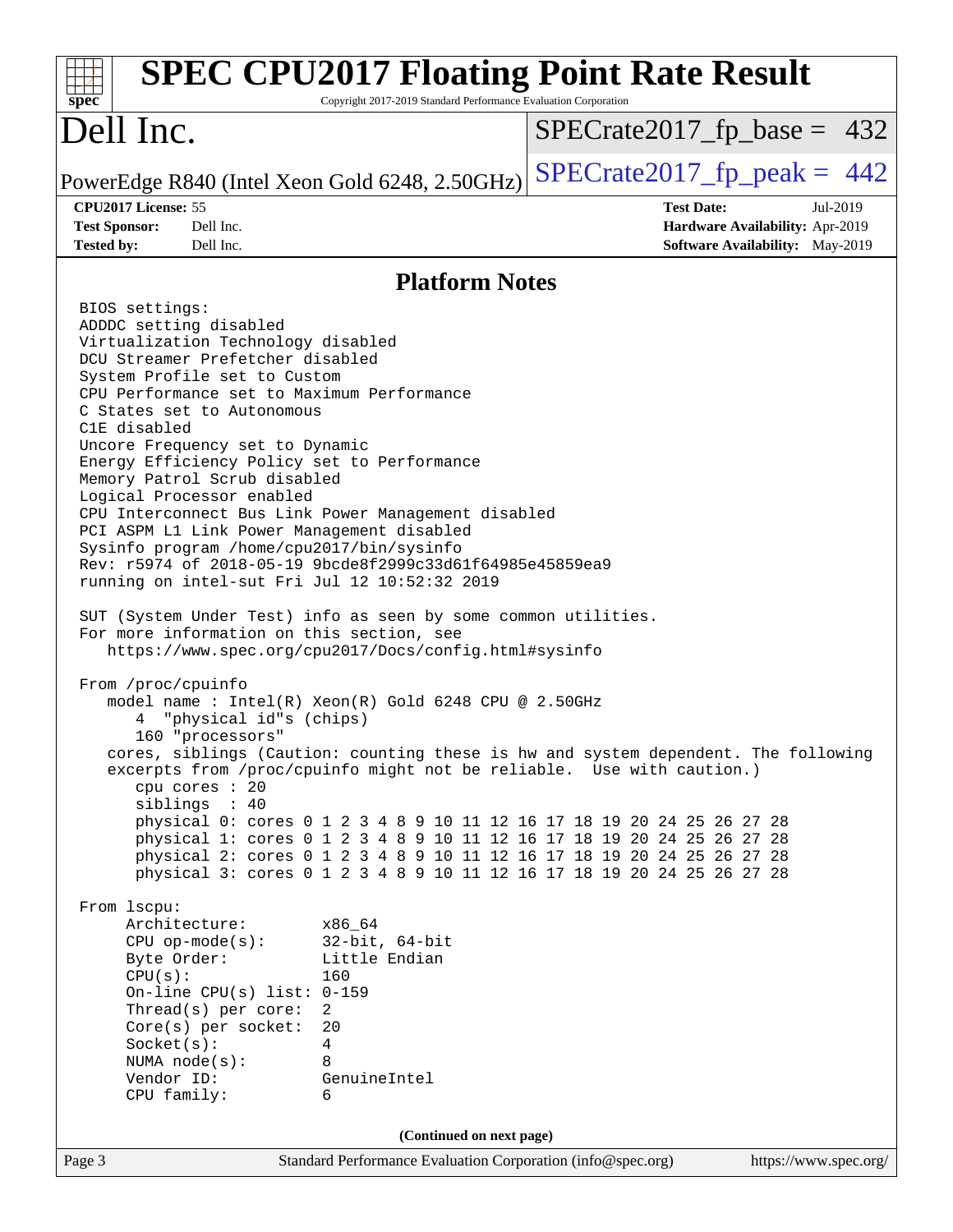## Platform Notes

```
BIOS settings:
ADDDC setting disabled
Virtualization Technology disabled
DCU Streamer Prefetcher disabled
System Profile set to Custom
CPU Performance set to Maximum Performance
C States set to Autonomous
C1E disabled
Uncore Frequency set to Dynamic
Energy Efficiency Policy set to Performance
Memory Patrol Scrub disabled
Logical Processor enabled
CPU Interconnect Bus Link Power Management disabled
PCI ASPM L1 Link Power Management disabled
Sysinfo program /home/cpu2017/bin/sysinfo
Rev: r5974 of 2018-05-19 9bcde8f2999c33d61f64985e45859ea9
running on intel-sut Fri Jul 12 10:52:32 2019

SUT (System Under Test) info as seen by some common utilities.
For more information on this section, see
   https://www.spec.org/cpu2017/Docs/config.html#sysinfo

From /proc/cpuinfo
   model name : Intel(R) Xeon(R) Gold 6248 CPU @ 2.50GHz
      4  "physical id"s (chips)
      160 "processors"
   cores, siblings (Caution: counting these is hw and system dependent. The following
   excerpts from /proc/cpuinfo might not be reliable.  Use with caution.)
      cpu cores : 20
      siblings  : 40
      physical 0: cores 0 1 2 3 4 8 9 10 11 12 16 17 18 19 20 24 25 26 27 28
      physical 1: cores 0 1 2 3 4 8 9 10 11 12 16 17 18 19 20 24 25 26 27 28
      physical 2: cores 0 1 2 3 4 8 9 10 11 12 16 17 18 19 20 24 25 26 27 28
      physical 3: cores 0 1 2 3 4 8 9 10 11 12 16 17 18 19 20 24 25 26 27 28

From lscpu:
     Architecture:        x86_64
     CPU op-mode(s):      32-bit, 64-bit
     Byte Order:          Little Endian
     CPU(s):              160
     On-line CPU(s) list: 0-159
     Thread(s) per core:  2
     Core(s) per socket:  20
     Socket(s):           4
     NUMA node(s):        8
     Vendor ID:           GenuineIntel
     CPU family:          6
```

(Continued on next page)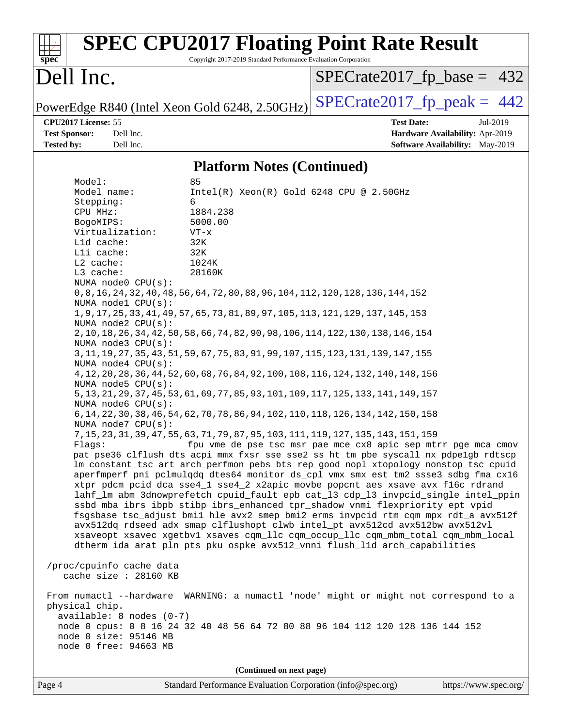## Platform Notes (Continued)

```
Model:               85
Model name:          Intel(R) Xeon(R) Gold 6248 CPU @ 2.50GHz
Stepping:            6
CPU MHz:             1884.238
BogoMIPS:            5000.00
Virtualization:      VT-x
L1d cache:           32K
L1i cache:           32K
L2 cache:            1024K
L3 cache:            28160K
NUMA node0 CPU(s):
0,8,16,24,32,40,48,56,64,72,80,88,96,104,112,120,128,136,144,152
NUMA node1 CPU(s):
1,9,17,25,33,41,49,57,65,73,81,89,97,105,113,121,129,137,145,153
NUMA node2 CPU(s):
2,10,18,26,34,42,50,58,66,74,82,90,98,106,114,122,130,138,146,154
NUMA node3 CPU(s):
3,11,19,27,35,43,51,59,67,75,83,91,99,107,115,123,131,139,147,155
NUMA node4 CPU(s):
4,12,20,28,36,44,52,60,68,76,84,92,100,108,116,124,132,140,148,156
NUMA node5 CPU(s):
5,13,21,29,37,45,53,61,69,77,85,93,101,109,117,125,133,141,149,157
NUMA node6 CPU(s):
6,14,22,30,38,46,54,62,70,78,86,94,102,110,118,126,134,142,150,158
NUMA node7 CPU(s):
7,15,23,31,39,47,55,63,71,79,87,95,103,111,119,127,135,143,151,159
Flags:               fpu vme de pse tsc msr pae mce cx8 apic sep mtrr pge mca cmov
pat pse36 clflush dts acpi mmx fxsr sse sse2 ss ht tm pbe syscall nx pdpe1gb rdtscp
lm constant_tsc art arch_perfmon pebs bts rep_good nopl xtopology nonstop_tsc cpuid
aperfmperf pni pclmulqdq dtes64 monitor ds_cpl vmx smx est tm2 ssse3 sdbg fma cx16
xtpr pdcm pcid dca sse4_1 sse4_2 x2apic movbe popcnt aes xsave avx f16c rdrand
lahf_lm abm 3dnowprefetch cpuid_fault epb cat_l3 cdp_l3 invpcid_single intel_ppin
ssbd mba ibrs ibpb stibp ibrs_enhanced tpr_shadow vnmi flexpriority ept vpid
fsgsbase tsc_adjust bmi1 hle avx2 smep bmi2 erms invpcid rtm cqm mpx rdt_a avx512f
avx512dq rdseed adx smap clflushopt clwb intel_pt avx512cd avx512bw avx512vl
xsaveopt xsavec xgetbv1 xsaves cqm_llc cqm_occup_llc cqm_mbm_total cqm_mbm_local
dtherm ida arat pln pts pku ospke avx512_vnni flush_l1d arch_capabilities

/proc/cpuinfo cache data
   cache size : 28160 KB

From numactl --hardware  WARNING: a numactl 'node' might or might not correspond to a
physical chip.
  available: 8 nodes (0-7)
  node 0 cpus: 0 8 16 24 32 40 48 56 64 72 80 88 96 104 112 120 128 136 144 152
  node 0 size: 95146 MB
  node 0 free: 94663 MB
```

**(Continued on next page)**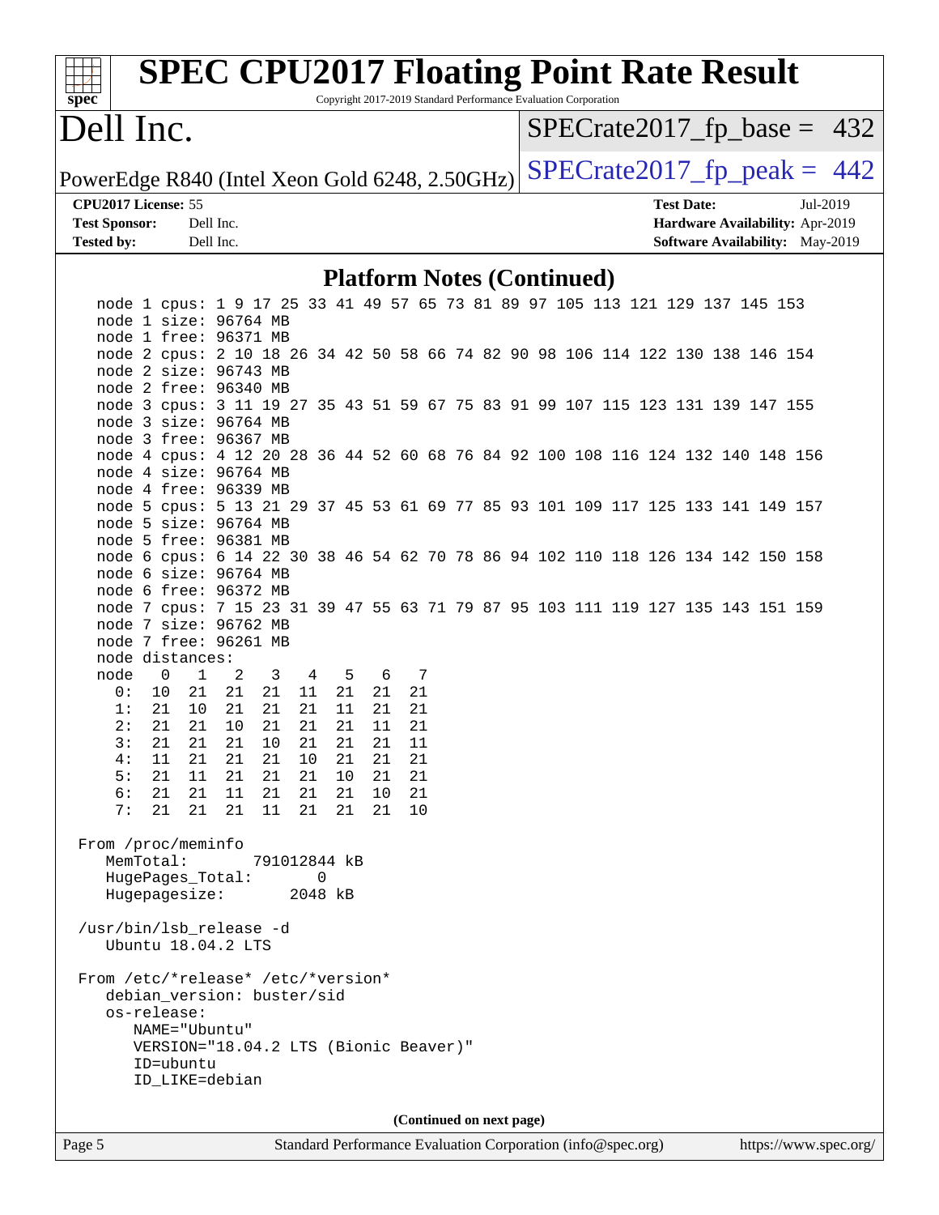## Platform Notes (Continued)

```
   node 1 cpus: 1 9 17 25 33 41 49 57 65 73 81 89 97 105 113 121 129 137 145 153
   node 1 size: 96764 MB
   node 1 free: 96371 MB
   node 2 cpus: 2 10 18 26 34 42 50 58 66 74 82 90 98 106 114 122 130 138 146 154
   node 2 size: 96743 MB
   node 2 free: 96340 MB
   node 3 cpus: 3 11 19 27 35 43 51 59 67 75 83 91 99 107 115 123 131 139 147 155
   node 3 size: 96764 MB
   node 3 free: 96367 MB
   node 4 cpus: 4 12 20 28 36 44 52 60 68 76 84 92 100 108 116 124 132 140 148 156
   node 4 size: 96764 MB
   node 4 free: 96339 MB
   node 5 cpus: 5 13 21 29 37 45 53 61 69 77 85 93 101 109 117 125 133 141 149 157
   node 5 size: 96764 MB
   node 5 free: 96381 MB
   node 6 cpus: 6 14 22 30 38 46 54 62 70 78 86 94 102 110 118 126 134 142 150 158
   node 6 size: 96764 MB
   node 6 free: 96372 MB
   node 7 cpus: 7 15 23 31 39 47 55 63 71 79 87 95 103 111 119 127 135 143 151 159
   node 7 size: 96762 MB
   node 7 free: 96261 MB
   node distances:
   node   0   1   2   3   4   5   6   7
     0:  10  21  21  21  11  21  21  21
     1:  21  10  21  21  21  11  21  21
     2:  21  21  10  21  21  21  11  21
     3:  21  21  21  10  21  21  21  11
     4:  11  21  21  21  10  21  21  21
     5:  21  11  21  21  21  10  21  21
     6:  21  21  11  21  21  21  10  21
     7:  21  21  21  11  21  21  21  10

 From /proc/meminfo
    MemTotal:       791012844 kB
    HugePages_Total:       0
    Hugepagesize:       2048 kB

 /usr/bin/lsb_release -d
    Ubuntu 18.04.2 LTS

 From /etc/*release* /etc/*version*
    debian_version: buster/sid
    os-release:
       NAME="Ubuntu"
       VERSION="18.04.2 LTS (Bionic Beaver)"
       ID=ubuntu
       ID_LIKE=debian
```

(Continued on next page)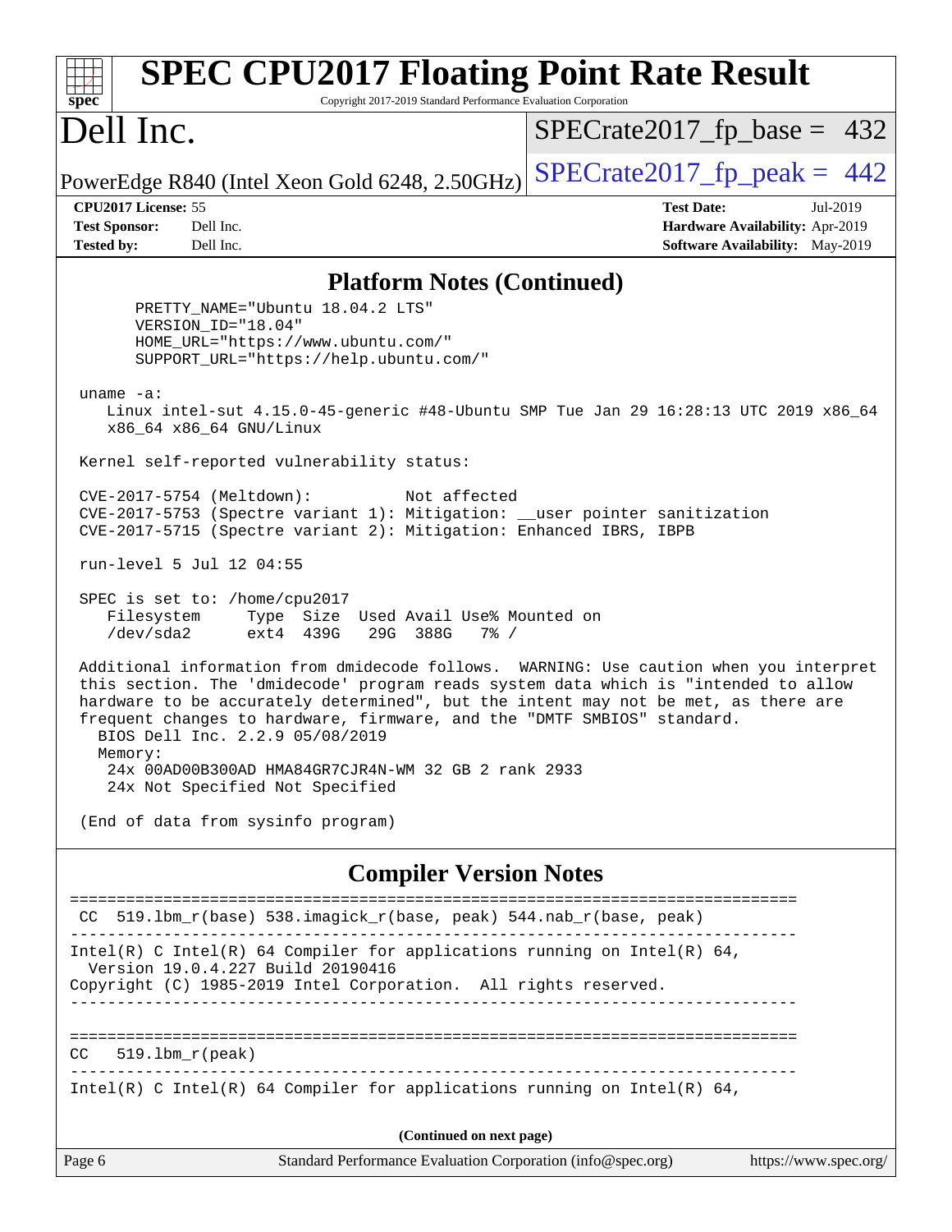## Platform Notes (Continued)

```
       PRETTY_NAME="Ubuntu 18.04.2 LTS"
       VERSION_ID="18.04"
       HOME_URL="https://www.ubuntu.com/"
       SUPPORT_URL="https://help.ubuntu.com/"

 uname -a:
    Linux intel-sut 4.15.0-45-generic #48-Ubuntu SMP Tue Jan 29 16:28:13 UTC 2019 x86_64
    x86_64 x86_64 GNU/Linux

 Kernel self-reported vulnerability status:

 CVE-2017-5754 (Meltdown):          Not affected
 CVE-2017-5753 (Spectre variant 1): Mitigation: __user pointer sanitization
 CVE-2017-5715 (Spectre variant 2): Mitigation: Enhanced IBRS, IBPB

 run-level 5 Jul 12 04:55

 SPEC is set to: /home/cpu2017
    Filesystem     Type  Size  Used Avail Use% Mounted on
    /dev/sda2      ext4  439G   29G  388G   7% /

 Additional information from dmidecode follows.  WARNING: Use caution when you interpret
 this section. The 'dmidecode' program reads system data which is "intended to allow
 hardware to be accurately determined", but the intent may not be met, as there are
 frequent changes to hardware, firmware, and the "DMTF SMBIOS" standard.
   BIOS Dell Inc. 2.2.9 05/08/2019
   Memory:
    24x 00AD00B300AD HMA84GR7CJR4N-WM 32 GB 2 rank 2933
    24x Not Specified Not Specified

 (End of data from sysinfo program)
```

## Compiler Version Notes

```
==============================================================================
 CC  519.lbm_r(base) 538.imagick_r(base, peak) 544.nab_r(base, peak)
------------------------------------------------------------------------------
Intel(R) C Intel(R) 64 Compiler for applications running on Intel(R) 64,
  Version 19.0.4.227 Build 20190416
Copyright (C) 1985-2019 Intel Corporation.  All rights reserved.
------------------------------------------------------------------------------

==============================================================================
CC   519.lbm_r(peak)
------------------------------------------------------------------------------
Intel(R) C Intel(R) 64 Compiler for applications running on Intel(R) 64,
```

(Continued on next page)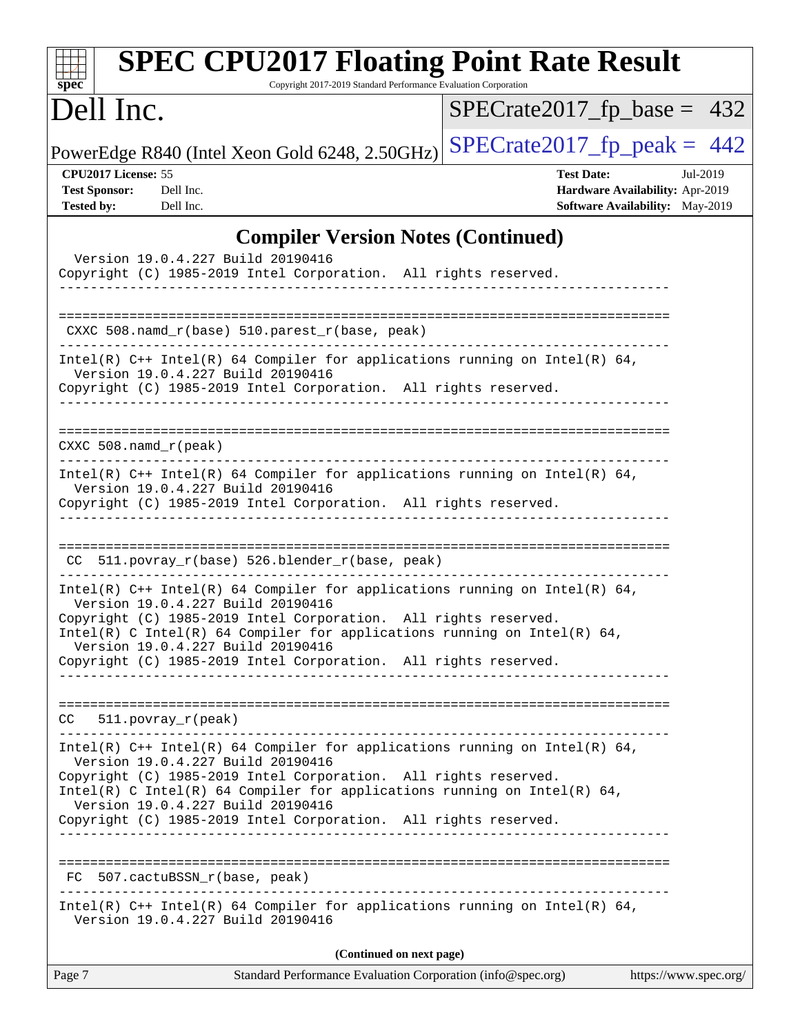## Compiler Version Notes (Continued)

```
  Version 19.0.4.227 Build 20190416
Copyright (C) 1985-2019 Intel Corporation.  All rights reserved.
------------------------------------------------------------------------------

==============================================================================
 CXXC 508.namd_r(base) 510.parest_r(base, peak)
------------------------------------------------------------------------------
Intel(R) C++ Intel(R) 64 Compiler for applications running on Intel(R) 64,
  Version 19.0.4.227 Build 20190416
Copyright (C) 1985-2019 Intel Corporation.  All rights reserved.
------------------------------------------------------------------------------

==============================================================================
CXXC 508.namd_r(peak)
------------------------------------------------------------------------------
Intel(R) C++ Intel(R) 64 Compiler for applications running on Intel(R) 64,
  Version 19.0.4.227 Build 20190416
Copyright (C) 1985-2019 Intel Corporation.  All rights reserved.
------------------------------------------------------------------------------

==============================================================================
 CC  511.povray_r(base) 526.blender_r(base, peak)
------------------------------------------------------------------------------
Intel(R) C++ Intel(R) 64 Compiler for applications running on Intel(R) 64,
  Version 19.0.4.227 Build 20190416
Copyright (C) 1985-2019 Intel Corporation.  All rights reserved.
Intel(R) C Intel(R) 64 Compiler for applications running on Intel(R) 64,
  Version 19.0.4.227 Build 20190416
Copyright (C) 1985-2019 Intel Corporation.  All rights reserved.
------------------------------------------------------------------------------

==============================================================================
CC   511.povray_r(peak)
------------------------------------------------------------------------------
Intel(R) C++ Intel(R) 64 Compiler for applications running on Intel(R) 64,
  Version 19.0.4.227 Build 20190416
Copyright (C) 1985-2019 Intel Corporation.  All rights reserved.
Intel(R) C Intel(R) 64 Compiler for applications running on Intel(R) 64,
  Version 19.0.4.227 Build 20190416
Copyright (C) 1985-2019 Intel Corporation.  All rights reserved.
------------------------------------------------------------------------------

==============================================================================
 FC  507.cactuBSSN_r(base, peak)
------------------------------------------------------------------------------
Intel(R) C++ Intel(R) 64 Compiler for applications running on Intel(R) 64,
  Version 19.0.4.227 Build 20190416
```

(Continued on next page)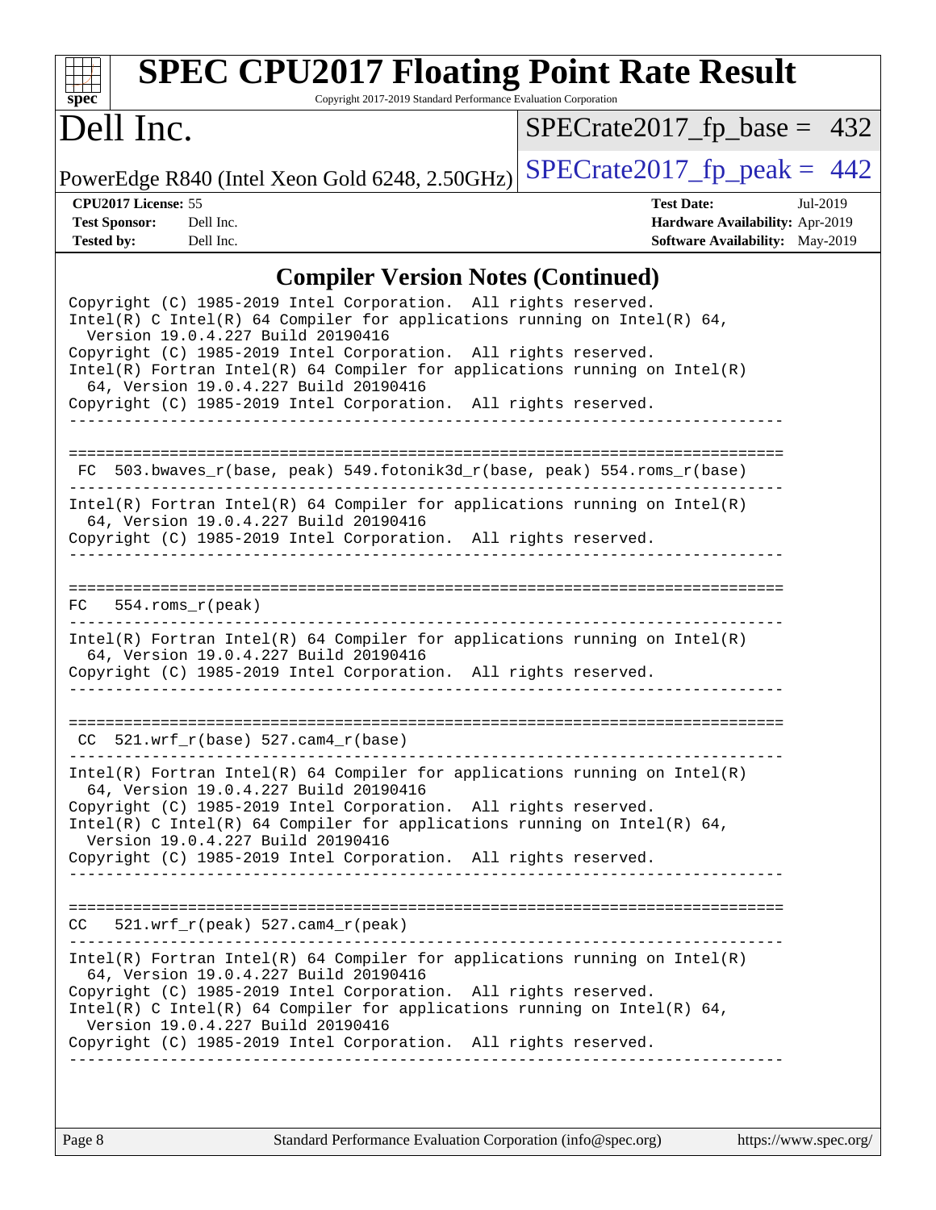## Compiler Version Notes (Continued)

```
Copyright (C) 1985-2019 Intel Corporation.  All rights reserved.
Intel(R) C Intel(R) 64 Compiler for applications running on Intel(R) 64,
  Version 19.0.4.227 Build 20190416
Copyright (C) 1985-2019 Intel Corporation.  All rights reserved.
Intel(R) Fortran Intel(R) 64 Compiler for applications running on Intel(R)
  64, Version 19.0.4.227 Build 20190416
Copyright (C) 1985-2019 Intel Corporation.  All rights reserved.
------------------------------------------------------------------------------

==============================================================================
 FC  503.bwaves_r(base, peak) 549.fotonik3d_r(base, peak) 554.roms_r(base)
------------------------------------------------------------------------------
Intel(R) Fortran Intel(R) 64 Compiler for applications running on Intel(R)
  64, Version 19.0.4.227 Build 20190416
Copyright (C) 1985-2019 Intel Corporation.  All rights reserved.
------------------------------------------------------------------------------

==============================================================================
FC   554.roms_r(peak)
------------------------------------------------------------------------------
Intel(R) Fortran Intel(R) 64 Compiler for applications running on Intel(R)
  64, Version 19.0.4.227 Build 20190416
Copyright (C) 1985-2019 Intel Corporation.  All rights reserved.
------------------------------------------------------------------------------

==============================================================================
 CC  521.wrf_r(base) 527.cam4_r(base)
------------------------------------------------------------------------------
Intel(R) Fortran Intel(R) 64 Compiler for applications running on Intel(R)
  64, Version 19.0.4.227 Build 20190416
Copyright (C) 1985-2019 Intel Corporation.  All rights reserved.
Intel(R) C Intel(R) 64 Compiler for applications running on Intel(R) 64,
  Version 19.0.4.227 Build 20190416
Copyright (C) 1985-2019 Intel Corporation.  All rights reserved.
------------------------------------------------------------------------------

==============================================================================
CC   521.wrf_r(peak) 527.cam4_r(peak)
------------------------------------------------------------------------------
Intel(R) Fortran Intel(R) 64 Compiler for applications running on Intel(R)
  64, Version 19.0.4.227 Build 20190416
Copyright (C) 1985-2019 Intel Corporation.  All rights reserved.
Intel(R) C Intel(R) 64 Compiler for applications running on Intel(R) 64,
  Version 19.0.4.227 Build 20190416
Copyright (C) 1985-2019 Intel Corporation.  All rights reserved.
------------------------------------------------------------------------------
```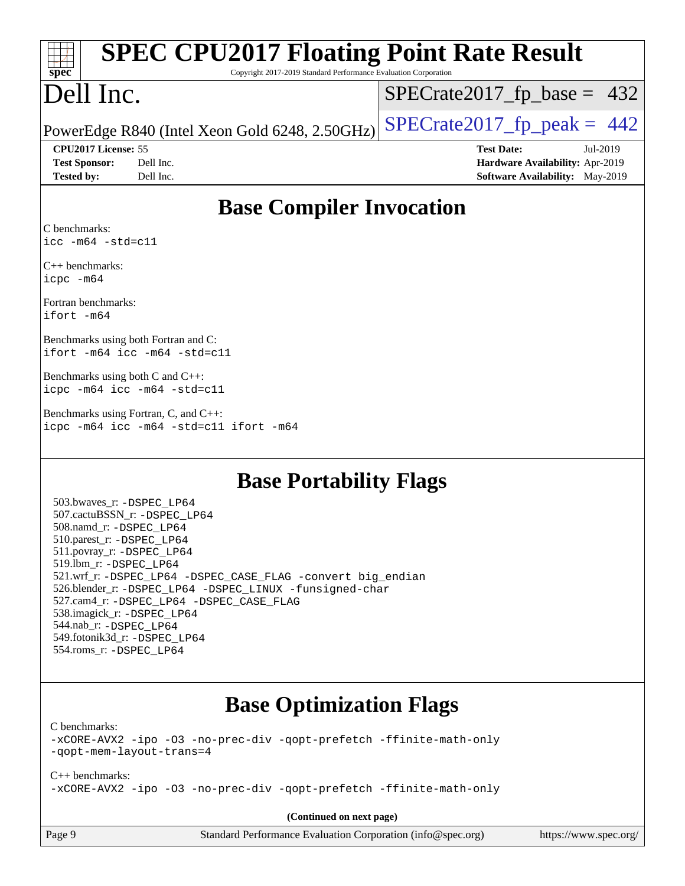# Base Compiler Invocation

C benchmarks:
`icc -m64 -std=c11`

C++ benchmarks:
`icpc -m64`

Fortran benchmarks:
`ifort -m64`

Benchmarks using both Fortran and C:
`ifort -m64 icc -m64 -std=c11`

Benchmarks using both C and C++:
`icpc -m64 icc -m64 -std=c11`

Benchmarks using Fortran, C, and C++:
`icpc -m64 icc -m64 -std=c11 ifort -m64`

# Base Portability Flags

503.bwaves_r: `-DSPEC_LP64`
507.cactuBSSN_r: `-DSPEC_LP64`
508.namd_r: `-DSPEC_LP64`
510.parest_r: `-DSPEC_LP64`
511.povray_r: `-DSPEC_LP64`
519.lbm_r: `-DSPEC_LP64`
521.wrf_r: `-DSPEC_LP64 -DSPEC_CASE_FLAG -convert big_endian`
526.blender_r: `-DSPEC_LP64 -DSPEC_LINUX -funsigned-char`
527.cam4_r: `-DSPEC_LP64 -DSPEC_CASE_FLAG`
538.imagick_r: `-DSPEC_LP64`
544.nab_r: `-DSPEC_LP64`
549.fotonik3d_r: `-DSPEC_LP64`
554.roms_r: `-DSPEC_LP64`

# Base Optimization Flags

C benchmarks:
`-xCORE-AVX2 -ipo -O3 -no-prec-div -qopt-prefetch -ffinite-math-only -qopt-mem-layout-trans=4`

C++ benchmarks:
`-xCORE-AVX2 -ipo -O3 -no-prec-div -qopt-prefetch -ffinite-math-only`

(Continued on next page)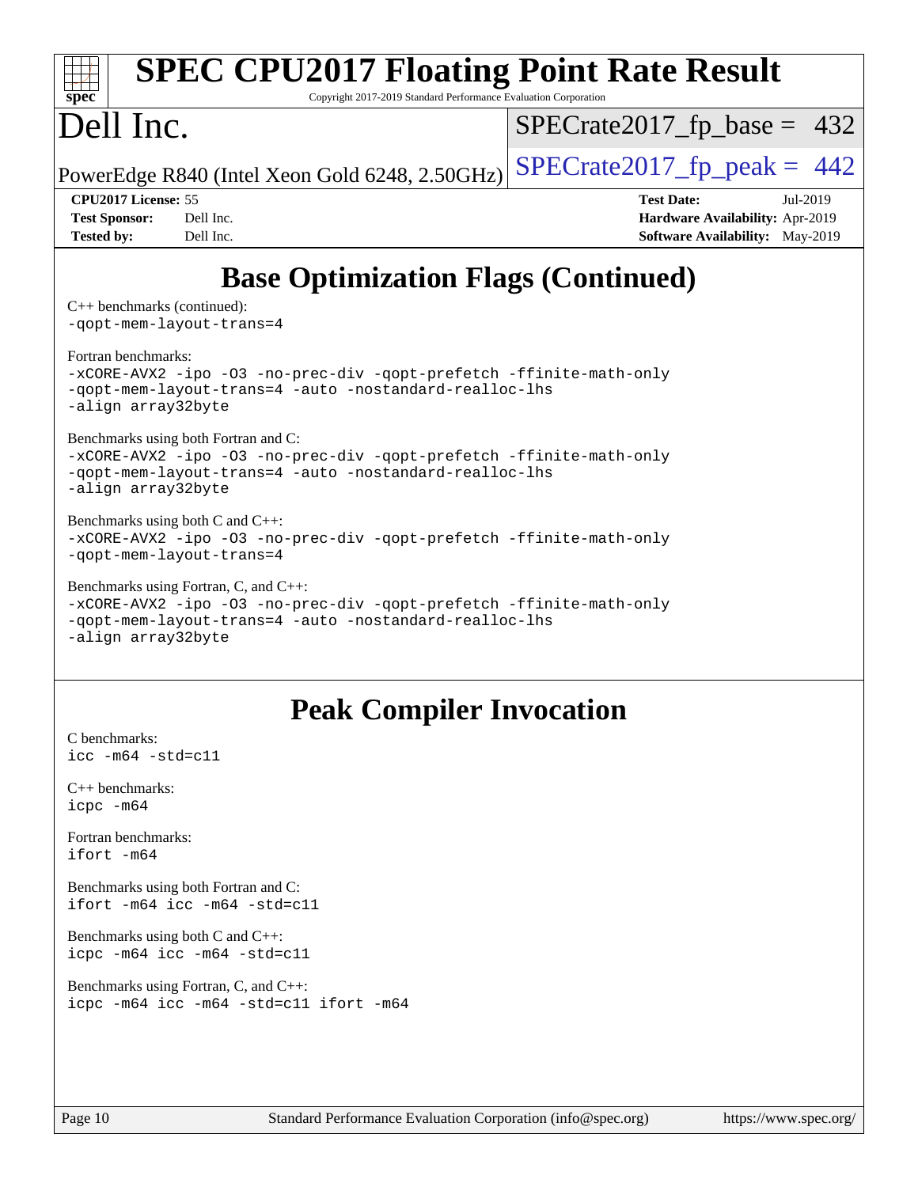## Base Optimization Flags (Continued)

C++ benchmarks (continued):
```
-qopt-mem-layout-trans=4
```

Fortran benchmarks:
```
-xCORE-AVX2 -ipo -O3 -no-prec-div -qopt-prefetch -ffinite-math-only
-qopt-mem-layout-trans=4 -auto -nostandard-realloc-lhs
-align array32byte
```

Benchmarks using both Fortran and C:
```
-xCORE-AVX2 -ipo -O3 -no-prec-div -qopt-prefetch -ffinite-math-only
-qopt-mem-layout-trans=4 -auto -nostandard-realloc-lhs
-align array32byte
```

Benchmarks using both C and C++:
```
-xCORE-AVX2 -ipo -O3 -no-prec-div -qopt-prefetch -ffinite-math-only
-qopt-mem-layout-trans=4
```

Benchmarks using Fortran, C, and C++:
```
-xCORE-AVX2 -ipo -O3 -no-prec-div -qopt-prefetch -ffinite-math-only
-qopt-mem-layout-trans=4 -auto -nostandard-realloc-lhs
-align array32byte
```

## Peak Compiler Invocation

C benchmarks:
```
icc -m64 -std=c11
```

C++ benchmarks:
```
icpc -m64
```

Fortran benchmarks:
```
ifort -m64
```

Benchmarks using both Fortran and C:
```
ifort -m64 icc -m64 -std=c11
```

Benchmarks using both C and C++:
```
icpc -m64 icc -m64 -std=c11
```

Benchmarks using Fortran, C, and C++:
```
icpc -m64 icc -m64 -std=c11 ifort -m64
```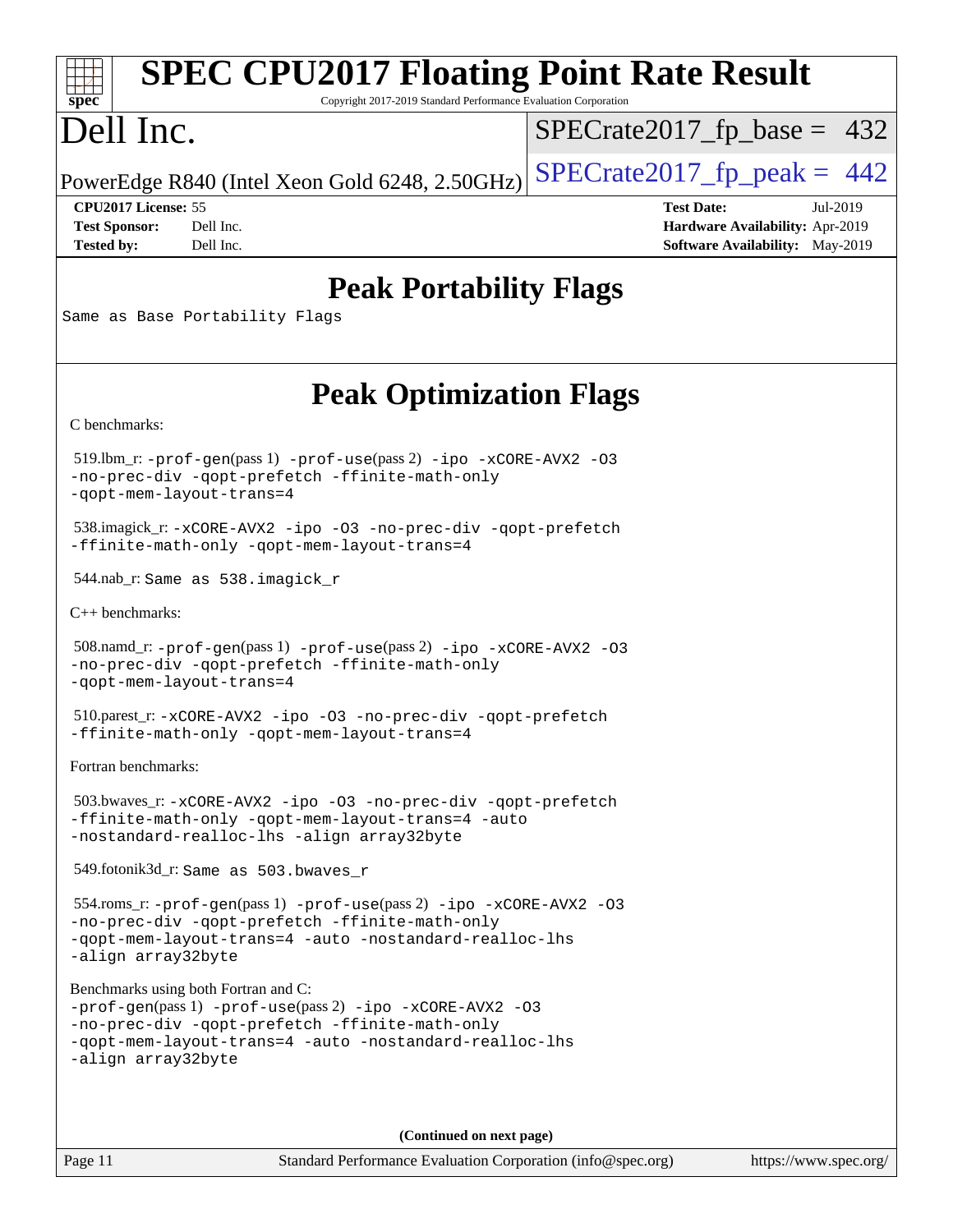# SPEC CPU2017 Floating Point Rate Result

Copyright 2017-2019 Standard Performance Evaluation Corporation

# Dell Inc.

PowerEdge R840 (Intel Xeon Gold 6248, 2.50GHz)

SPECrate2017_fp_base = 432

SPECrate2017_fp_peak = 442

**CPU2017 License:** 55
**Test Sponsor:** Dell Inc.
**Tested by:** Dell Inc.

**Test Date:** Jul-2019
**Hardware Availability:** Apr-2019
**Software Availability:** May-2019

## Peak Portability Flags

Same as Base Portability Flags

## Peak Optimization Flags

C benchmarks:

519.lbm_r: -prof-gen(pass 1) -prof-use(pass 2) -ipo -xCORE-AVX2 -O3 -no-prec-div -qopt-prefetch -ffinite-math-only -qopt-mem-layout-trans=4

538.imagick_r: -xCORE-AVX2 -ipo -O3 -no-prec-div -qopt-prefetch -ffinite-math-only -qopt-mem-layout-trans=4

544.nab_r: Same as 538.imagick_r

C++ benchmarks:

508.namd_r: -prof-gen(pass 1) -prof-use(pass 2) -ipo -xCORE-AVX2 -O3 -no-prec-div -qopt-prefetch -ffinite-math-only -qopt-mem-layout-trans=4

510.parest_r: -xCORE-AVX2 -ipo -O3 -no-prec-div -qopt-prefetch -ffinite-math-only -qopt-mem-layout-trans=4

Fortran benchmarks:

503.bwaves_r: -xCORE-AVX2 -ipo -O3 -no-prec-div -qopt-prefetch -ffinite-math-only -qopt-mem-layout-trans=4 -auto -nostandard-realloc-lhs -align array32byte

549.fotonik3d_r: Same as 503.bwaves_r

554.roms_r: -prof-gen(pass 1) -prof-use(pass 2) -ipo -xCORE-AVX2 -O3 -no-prec-div -qopt-prefetch -ffinite-math-only -qopt-mem-layout-trans=4 -auto -nostandard-realloc-lhs -align array32byte

Benchmarks using both Fortran and C:
-prof-gen(pass 1) -prof-use(pass 2) -ipo -xCORE-AVX2 -O3 -no-prec-div -qopt-prefetch -ffinite-math-only -qopt-mem-layout-trans=4 -auto -nostandard-realloc-lhs -align array32byte

**(Continued on next page)**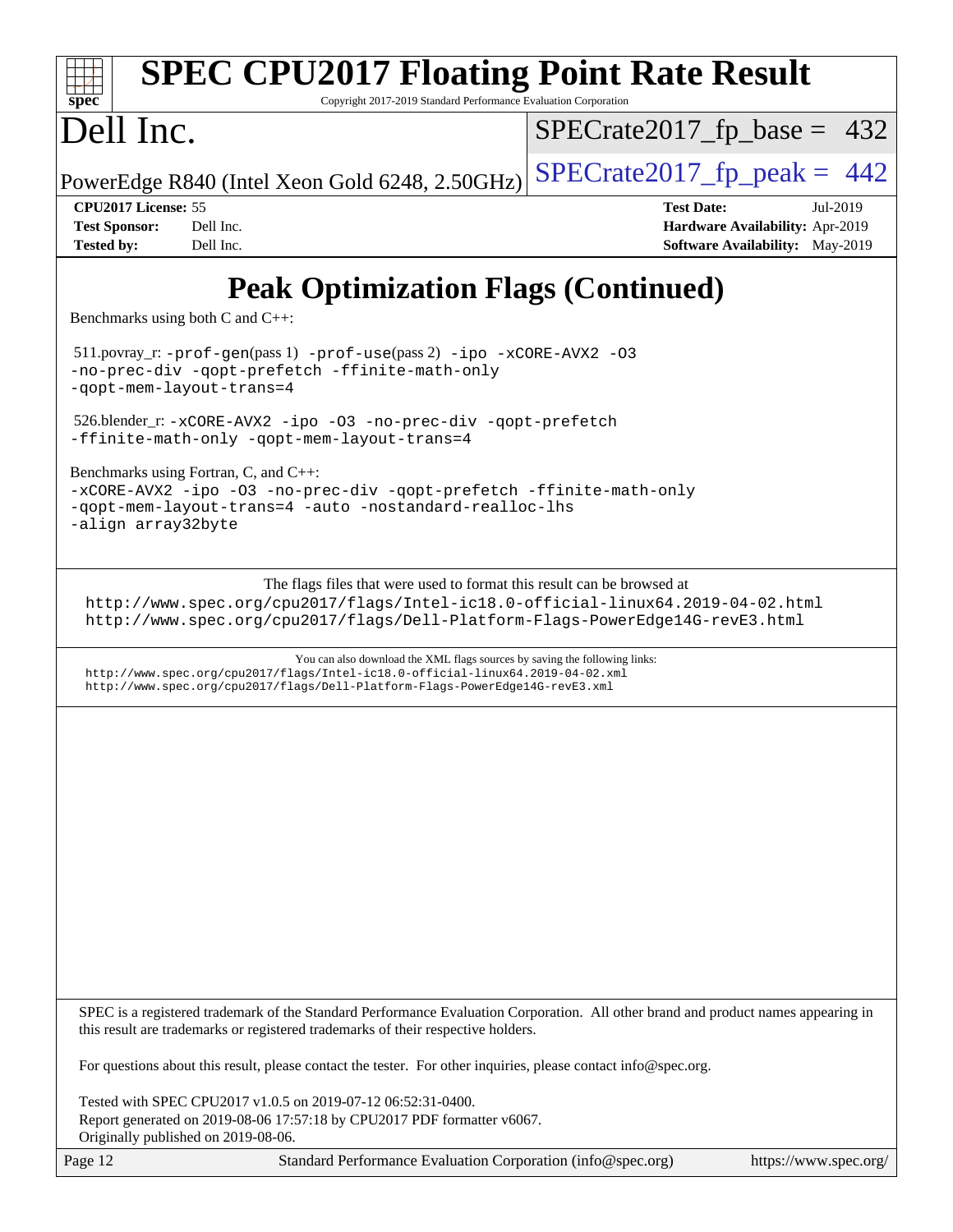# Peak Optimization Flags (Continued)

Benchmarks using both C and C++:

511.povray_r: -prof-gen(pass 1) -prof-use(pass 2) -ipo -xCORE-AVX2 -O3 -no-prec-div -qopt-prefetch -ffinite-math-only -qopt-mem-layout-trans=4

526.blender_r: -xCORE-AVX2 -ipo -O3 -no-prec-div -qopt-prefetch -ffinite-math-only -qopt-mem-layout-trans=4

Benchmarks using Fortran, C, and C++:
-xCORE-AVX2 -ipo -O3 -no-prec-div -qopt-prefetch -ffinite-math-only -qopt-mem-layout-trans=4 -auto -nostandard-realloc-lhs -align array32byte

The flags files that were used to format this result can be browsed at
http://www.spec.org/cpu2017/flags/Intel-ic18.0-official-linux64.2019-04-02.html
http://www.spec.org/cpu2017/flags/Dell-Platform-Flags-PowerEdge14G-revE3.html

You can also download the XML flags sources by saving the following links:
http://www.spec.org/cpu2017/flags/Intel-ic18.0-official-linux64.2019-04-02.xml
http://www.spec.org/cpu2017/flags/Dell-Platform-Flags-PowerEdge14G-revE3.xml

SPEC is a registered trademark of the Standard Performance Evaluation Corporation. All other brand and product names appearing in this result are trademarks or registered trademarks of their respective holders.

For questions about this result, please contact the tester. For other inquiries, please contact info@spec.org.

Tested with SPEC CPU2017 v1.0.5 on 2019-07-12 06:52:31-0400.
Report generated on 2019-08-06 17:57:18 by CPU2017 PDF formatter v6067.
Originally published on 2019-08-06.